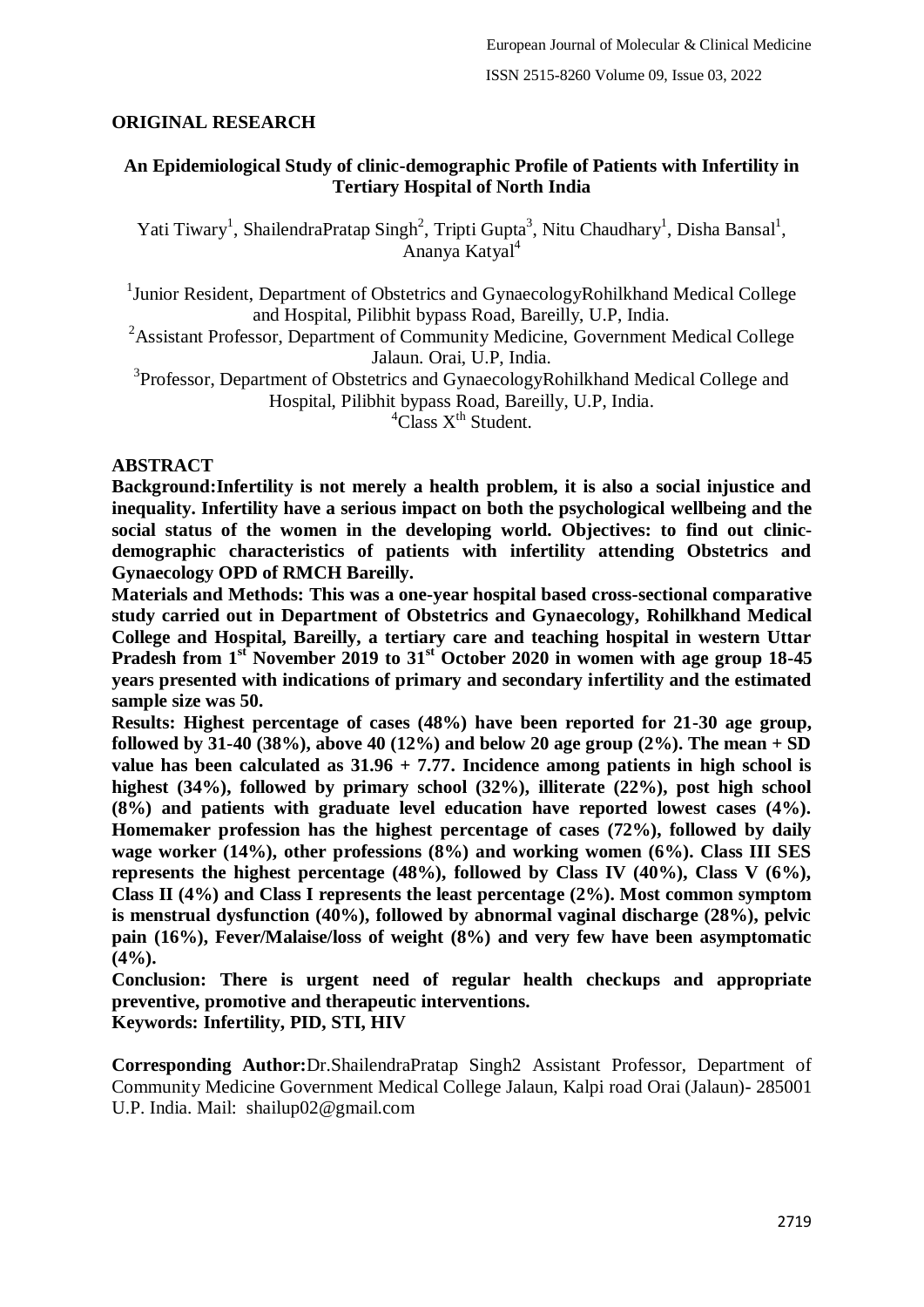**ORIGINAL RESEARCH**

## An Epidemiological Study of clinic-demographic Profile of Patients with Infertility in Tertiary Hospital of North India

Yati Tiwary[1], ShailendraPratap Singh[2], Tripti Gupta[3], Nitu Chaudhary[1], Disha Bansal[1], Ananya Katyal[4]

[1]Junior Resident, Department of Obstetrics and GynaecologyRohilkhand Medical College and Hospital, Pilibhit bypass Road, Bareilly, U.P, India.

[2]Assistant Professor, Department of Community Medicine, Government Medical College Jalaun. Orai, U.P, India.

[3]Professor, Department of Obstetrics and GynaecologyRohilkhand Medical College and Hospital, Pilibhit bypass Road, Bareilly, U.P, India.

[4]Class X[th] Student.

### ABSTRACT

**Background:Infertility is not merely a health problem, it is also a social injustice and inequality. Infertility have a serious impact on both the psychological wellbeing and the social status of the women in the developing world. Objectives: to find out clinic-demographic characteristics of patients with infertility attending Obstetrics and Gynaecology OPD of RMCH Bareilly.**

**Materials and Methods: This was a one-year hospital based cross-sectional comparative study carried out in Department of Obstetrics and Gynaecology, Rohilkhand Medical College and Hospital, Bareilly, a tertiary care and teaching hospital in western Uttar Pradesh from 1st November 2019 to 31st October 2020 in women with age group 18-45 years presented with indications of primary and secondary infertility and the estimated sample size was 50.**

**Results: Highest percentage of cases (48%) have been reported for 21-30 age group, followed by 31-40 (38%), above 40 (12%) and below 20 age group (2%). The mean + SD value has been calculated as 31.96 + 7.77. Incidence among patients in high school is highest (34%), followed by primary school (32%), illiterate (22%), post high school (8%) and patients with graduate level education have reported lowest cases (4%). Homemaker profession has the highest percentage of cases (72%), followed by daily wage worker (14%), other professions (8%) and working women (6%). Class III SES represents the highest percentage (48%), followed by Class IV (40%), Class V (6%), Class II (4%) and Class I represents the least percentage (2%). Most common symptom is menstrual dysfunction (40%), followed by abnormal vaginal discharge (28%), pelvic pain (16%), Fever/Malaise/loss of weight (8%) and very few have been asymptomatic (4%).**

**Conclusion: There is urgent need of regular health checkups and appropriate preventive, promotive and therapeutic interventions.**

**Keywords: Infertility, PID, STI, HIV**

**Corresponding Author:**Dr.ShailendraPratap Singh2 Assistant Professor, Department of Community Medicine Government Medical College Jalaun, Kalpi road Orai (Jalaun)- 285001 U.P. India. Mail: shailup02@gmail.com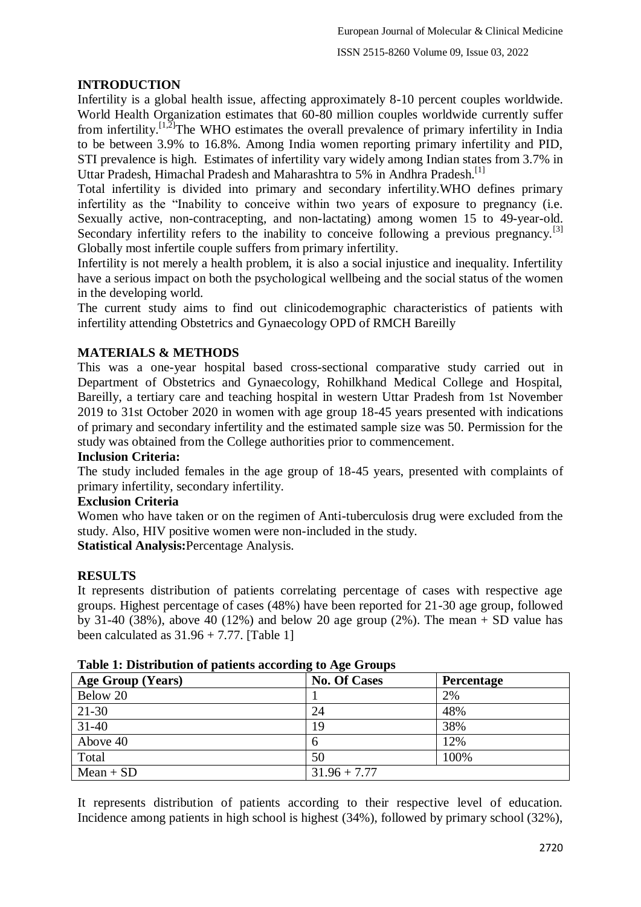## INTRODUCTION

Infertility is a global health issue, affecting approximately 8-10 percent couples worldwide. World Health Organization estimates that 60-80 million couples worldwide currently suffer from infertility.[1,2]The WHO estimates the overall prevalence of primary infertility in India to be between 3.9% to 16.8%. Among India women reporting primary infertility and PID, STI prevalence is high. Estimates of infertility vary widely among Indian states from 3.7% in Uttar Pradesh, Himachal Pradesh and Maharashtra to 5% in Andhra Pradesh.[1]

Total infertility is divided into primary and secondary infertility.WHO defines primary infertility as the "Inability to conceive within two years of exposure to pregnancy (i.e. Sexually active, non-contracepting, and non-lactating) among women 15 to 49-year-old. Secondary infertility refers to the inability to conceive following a previous pregnancy.[3] Globally most infertile couple suffers from primary infertility.

Infertility is not merely a health problem, it is also a social injustice and inequality. Infertility have a serious impact on both the psychological wellbeing and the social status of the women in the developing world.

The current study aims to find out clinicodemographic characteristics of patients with infertility attending Obstetrics and Gynaecology OPD of RMCH Bareilly

## MATERIALS & METHODS

This was a one-year hospital based cross-sectional comparative study carried out in Department of Obstetrics and Gynaecology, Rohilkhand Medical College and Hospital, Bareilly, a tertiary care and teaching hospital in western Uttar Pradesh from 1st November 2019 to 31st October 2020 in women with age group 18-45 years presented with indications of primary and secondary infertility and the estimated sample size was 50. Permission for the study was obtained from the College authorities prior to commencement.

**Inclusion Criteria:**

The study included females in the age group of 18-45 years, presented with complaints of primary infertility, secondary infertility.

**Exclusion Criteria**

Women who have taken or on the regimen of Anti-tuberculosis drug were excluded from the study. Also, HIV positive women were non-included in the study.

**Statistical Analysis:**Percentage Analysis.

## RESULTS

It represents distribution of patients correlating percentage of cases with respective age groups. Highest percentage of cases (48%) have been reported for 21-30 age group, followed by 31-40 (38%), above 40 (12%) and below 20 age group (2%). The mean + SD value has been calculated as 31.96 + 7.77. [Table 1]

**Table 1: Distribution of patients according to Age Groups**

| Age Group (Years) | No. Of Cases | Percentage |
|---|---|---|
| Below 20 | 1 | 2% |
| 21-30 | 24 | 48% |
| 31-40 | 19 | 38% |
| Above 40 | 6 | 12% |
| Total | 50 | 100% |
| Mean + SD | 31.96 + 7.77 | |

It represents distribution of patients according to their respective level of education. Incidence among patients in high school is highest (34%), followed by primary school (32%),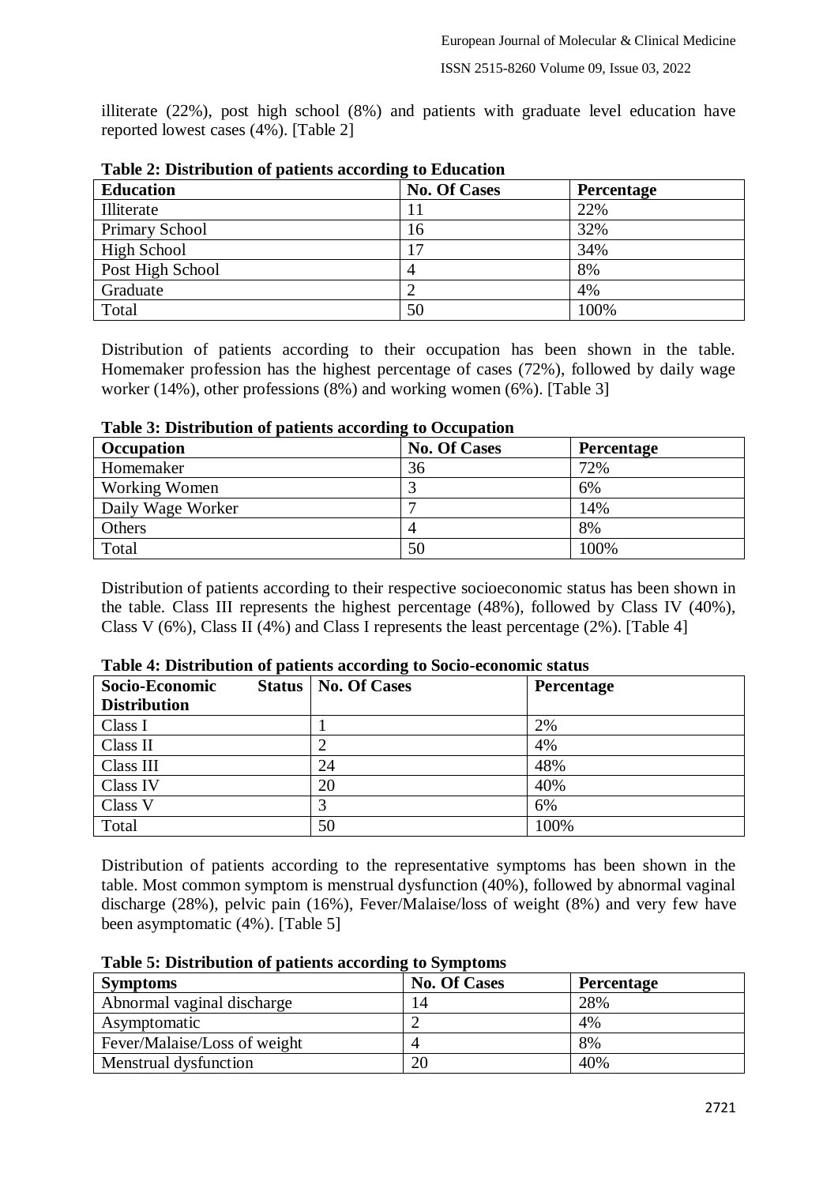illiterate (22%), post high school (8%) and patients with graduate level education have reported lowest cases (4%). [Table 2]

**Table 2: Distribution of patients according to Education**

| Education | No. Of Cases | Percentage |
|---|---|---|
| Illiterate | 11 | 22% |
| Primary School | 16 | 32% |
| High School | 17 | 34% |
| Post High School | 4 | 8% |
| Graduate | 2 | 4% |
| Total | 50 | 100% |

Distribution of patients according to their occupation has been shown in the table. Homemaker profession has the highest percentage of cases (72%), followed by daily wage worker (14%), other professions (8%) and working women (6%). [Table 3]

**Table 3: Distribution of patients according to Occupation**

| Occupation | No. Of Cases | Percentage |
|---|---|---|
| Homemaker | 36 | 72% |
| Working Women | 3 | 6% |
| Daily Wage Worker | 7 | 14% |
| Others | 4 | 8% |
| Total | 50 | 100% |

Distribution of patients according to their respective socioeconomic status has been shown in the table. Class III represents the highest percentage (48%), followed by Class IV (40%), Class V (6%), Class II (4%) and Class I represents the least percentage (2%). [Table 4]

**Table 4: Distribution of patients according to Socio-economic status**

| Socio-Economic Status Distribution | No. Of Cases | Percentage |
|---|---|---|
| Class I | 1 | 2% |
| Class II | 2 | 4% |
| Class III | 24 | 48% |
| Class IV | 20 | 40% |
| Class V | 3 | 6% |
| Total | 50 | 100% |

Distribution of patients according to the representative symptoms has been shown in the table. Most common symptom is menstrual dysfunction (40%), followed by abnormal vaginal discharge (28%), pelvic pain (16%), Fever/Malaise/loss of weight (8%) and very few have been asymptomatic (4%). [Table 5]

**Table 5: Distribution of patients according to Symptoms**

| Symptoms | No. Of Cases | Percentage |
|---|---|---|
| Abnormal vaginal discharge | 14 | 28% |
| Asymptomatic | 2 | 4% |
| Fever/Malaise/Loss of weight | 4 | 8% |
| Menstrual dysfunction | 20 | 40% |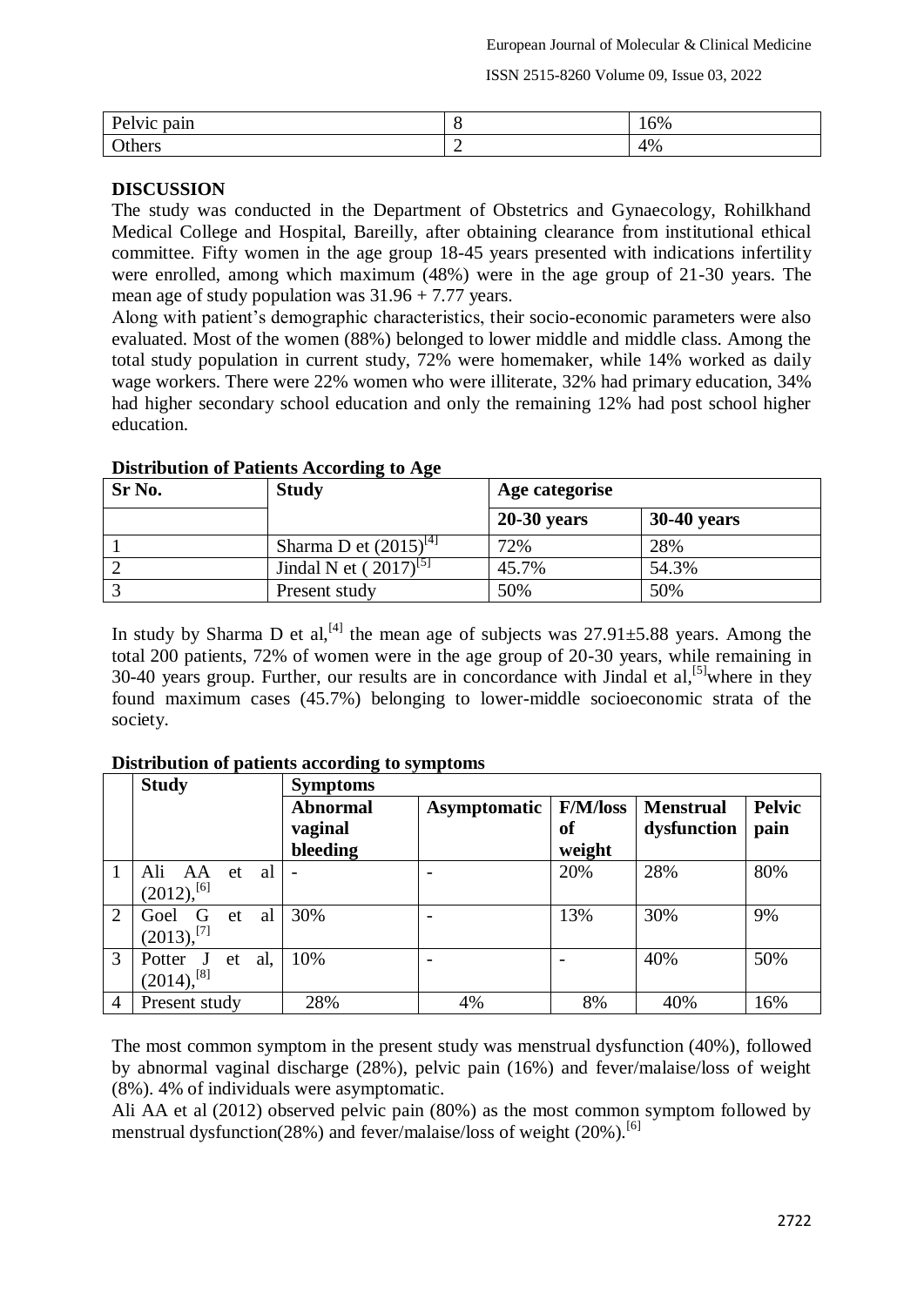| Pelvic pain | 8 | 16% |
|---|---|---|
| Others | 2 | 4% |

## DISCUSSION

The study was conducted in the Department of Obstetrics and Gynaecology, Rohilkhand Medical College and Hospital, Bareilly, after obtaining clearance from institutional ethical committee. Fifty women in the age group 18-45 years presented with indications infertility were enrolled, among which maximum (48%) were in the age group of 21-30 years. The mean age of study population was 31.96 + 7.77 years.

Along with patient's demographic characteristics, their socio-economic parameters were also evaluated. Most of the women (88%) belonged to lower middle and middle class. Among the total study population in current study, 72% were homemaker, while 14% worked as daily wage workers. There were 22% women who were illiterate, 32% had primary education, 34% had higher secondary school education and only the remaining 12% had post school higher education.

**Distribution of Patients According to Age**

| Sr No. | Study | Age categorise | |
|---|---|---|---|
| | | **20-30 years** | **30-40 years** |
| 1 | Sharma D et (2015)[4] | 72% | 28% |
| 2 | Jindal N et ( 2017)[5] | 45.7% | 54.3% |
| 3 | Present study | 50% | 50% |

In study by Sharma D et al,[4] the mean age of subjects was 27.91±5.88 years. Among the total 200 patients, 72% of women were in the age group of 20-30 years, while remaining in 30-40 years group. Further, our results are in concordance with Jindal et al,[5]where in they found maximum cases (45.7%) belonging to lower-middle socioeconomic strata of the society.

**Distribution of patients according to symptoms**

| | Study | Symptoms | | | | |
|---|---|---|---|---|---|---|
| | | **Abnormal vaginal bleeding** | **Asymptomatic** | **F/M/loss of weight** | **Menstrual dysfunction** | **Pelvic pain** |
| 1 | Ali AA et al (2012),[6] | - | - | 20% | 28% | 80% |
| 2 | Goel G et al (2013),[7] | 30% | - | 13% | 30% | 9% |
| 3 | Potter J et al, (2014),[8] | 10% | - | - | 40% | 50% |
| 4 | Present study | 28% | 4% | 8% | 40% | 16% |

The most common symptom in the present study was menstrual dysfunction (40%), followed by abnormal vaginal discharge (28%), pelvic pain (16%) and fever/malaise/loss of weight (8%). 4% of individuals were asymptomatic.

Ali AA et al (2012) observed pelvic pain (80%) as the most common symptom followed by menstrual dysfunction(28%) and fever/malaise/loss of weight (20%).[6]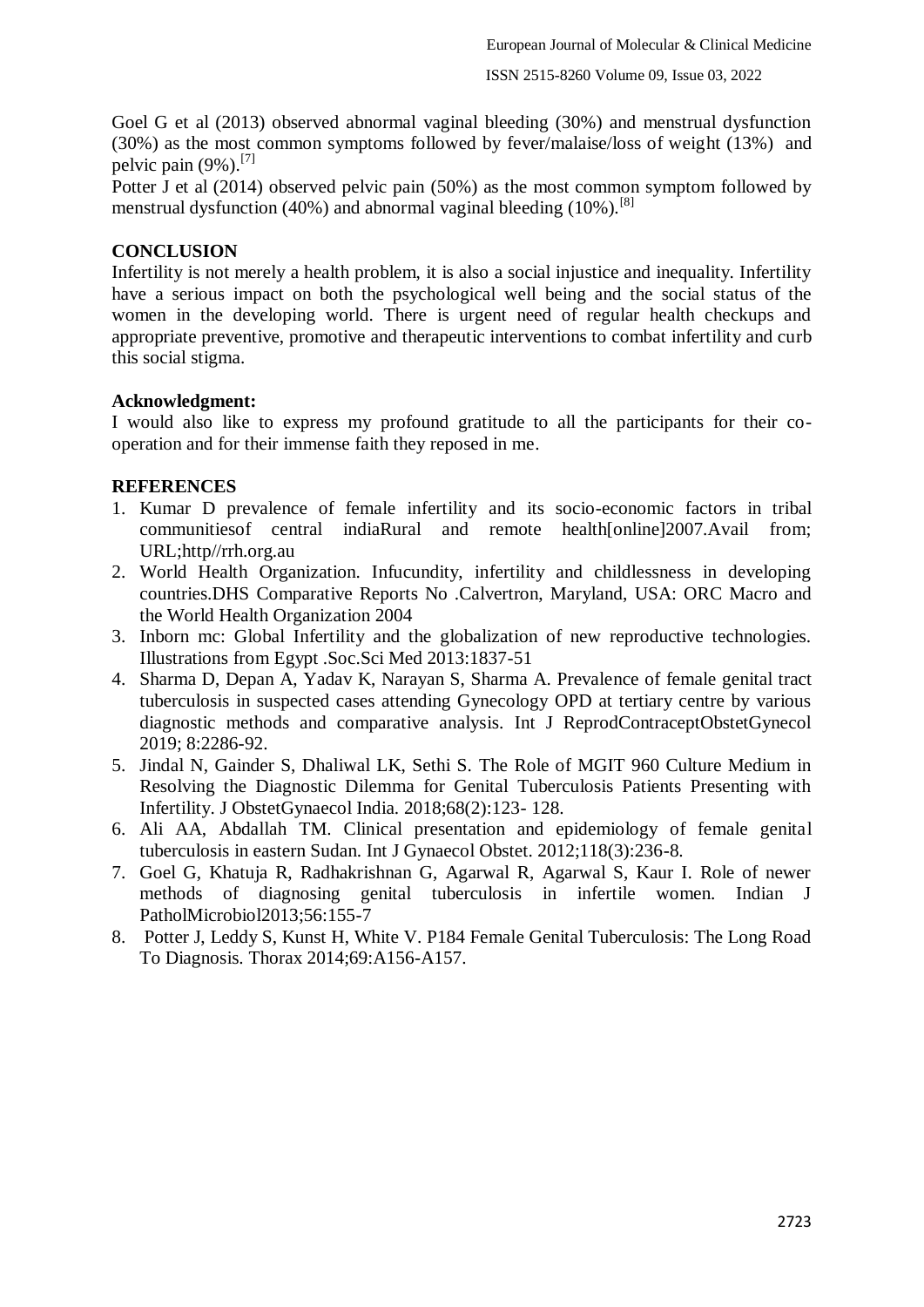Goel G et al (2013) observed abnormal vaginal bleeding (30%) and menstrual dysfunction (30%) as the most common symptoms followed by fever/malaise/loss of weight (13%) and pelvic pain (9%).[7]

Potter J et al (2014) observed pelvic pain (50%) as the most common symptom followed by menstrual dysfunction (40%) and abnormal vaginal bleeding (10%).[8]

## CONCLUSION

Infertility is not merely a health problem, it is also a social injustice and inequality. Infertility have a serious impact on both the psychological well being and the social status of the women in the developing world. There is urgent need of regular health checkups and appropriate preventive, promotive and therapeutic interventions to combat infertility and curb this social stigma.

**Acknowledgment:**

I would also like to express my profound gratitude to all the participants for their co-operation and for their immense faith they reposed in me.

## REFERENCES

1. Kumar D prevalence of female infertility and its socio-economic factors in tribal communitiesof central indiaRural and remote health[online]2007.Avail from; URL;http//rrh.org.au
2. World Health Organization. Infucundity, infertility and childlessness in developing countries.DHS Comparative Reports No .Calvertron, Maryland, USA: ORC Macro and the World Health Organization 2004
3. Inborn mc: Global Infertility and the globalization of new reproductive technologies. Illustrations from Egypt .Soc.Sci Med 2013:1837-51
4. Sharma D, Depan A, Yadav K, Narayan S, Sharma A. Prevalence of female genital tract tuberculosis in suspected cases attending Gynecology OPD at tertiary centre by various diagnostic methods and comparative analysis. Int J ReprodContraceptObstetGynecol 2019; 8:2286-92.
5. Jindal N, Gainder S, Dhaliwal LK, Sethi S. The Role of MGIT 960 Culture Medium in Resolving the Diagnostic Dilemma for Genital Tuberculosis Patients Presenting with Infertility. J ObstetGynaecol India. 2018;68(2):123- 128.
6. Ali AA, Abdallah TM. Clinical presentation and epidemiology of female genital tuberculosis in eastern Sudan. Int J Gynaecol Obstet. 2012;118(3):236-8.
7. Goel G, Khatuja R, Radhakrishnan G, Agarwal R, Agarwal S, Kaur I. Role of newer methods of diagnosing genital tuberculosis in infertile women. Indian J PatholMicrobiol2013;56:155-7
8. Potter J, Leddy S, Kunst H, White V. P184 Female Genital Tuberculosis: The Long Road To Diagnosis. Thorax 2014;69:A156-A157.